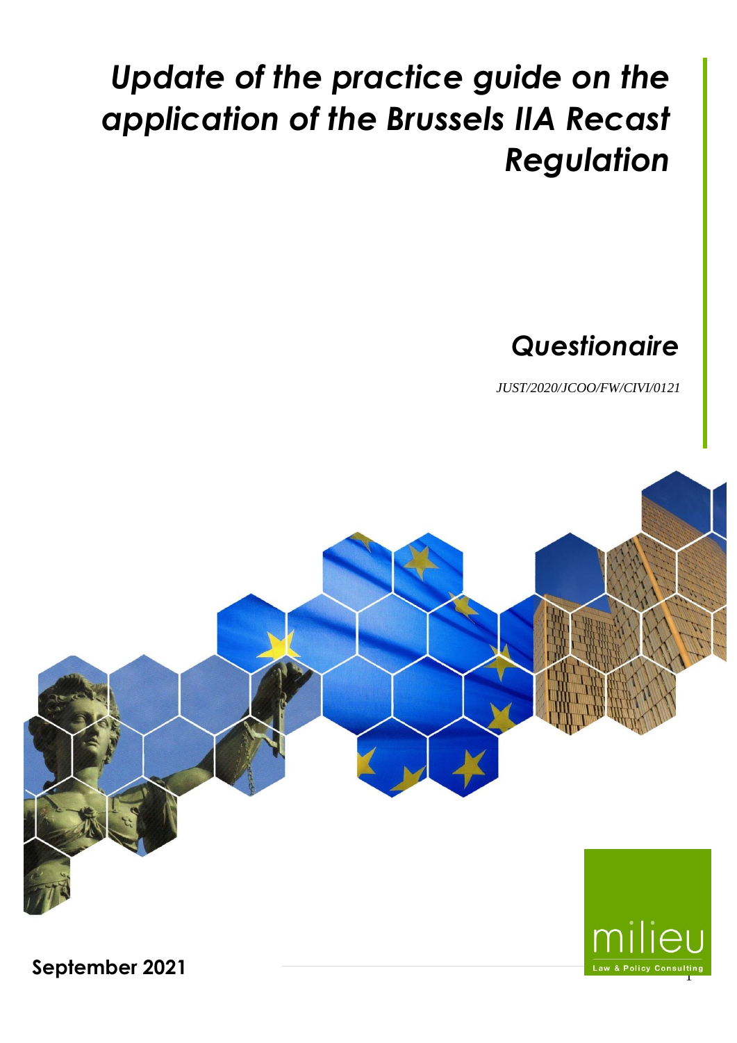# *Update of the practice guide on the application of the Brussels IIA Recast Regulation*

## *Questionaire*

*JUST/2020/JCOO/FW/CIVI/0121*

milieu

Law & Policy Consulting

**September 2021**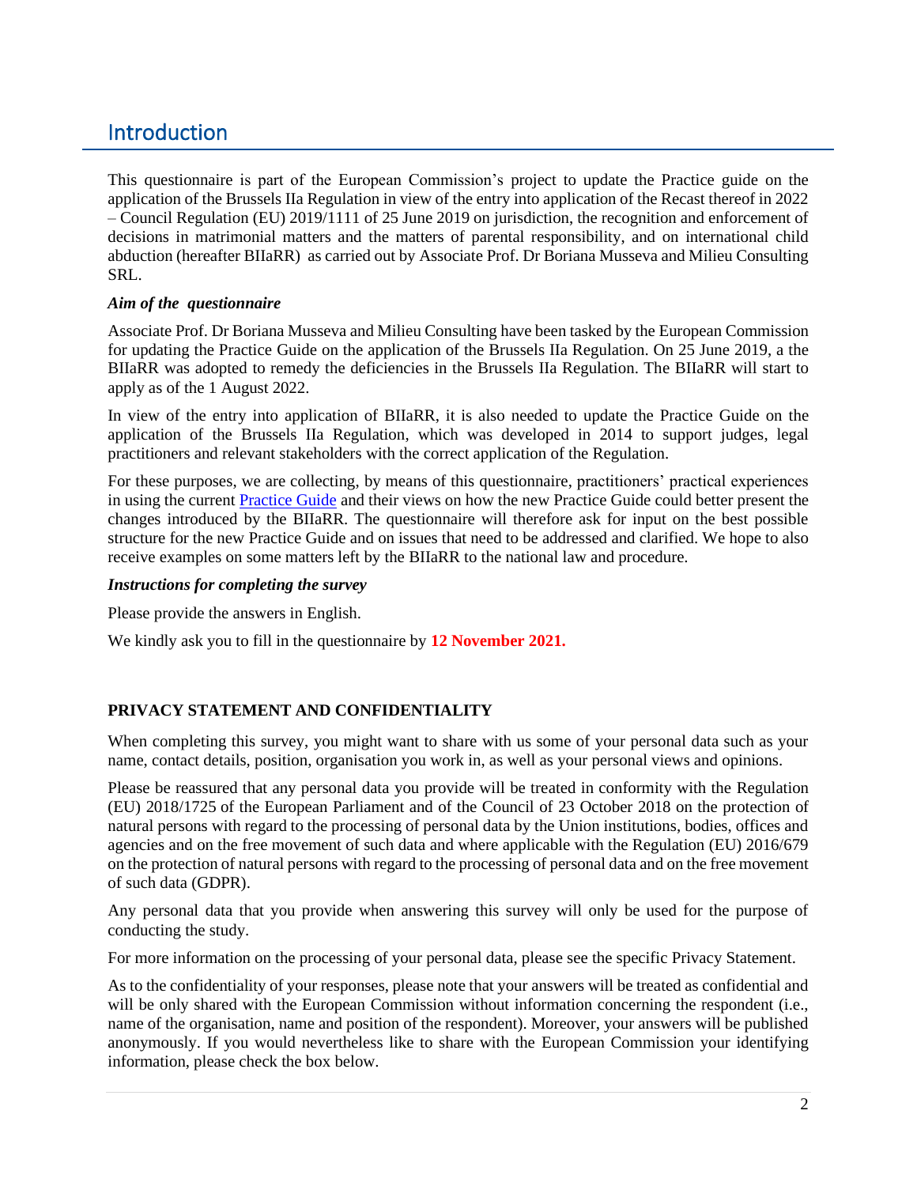# Introduction

This questionnaire is part of the European Commission's project to update the Practice guide on the application of the Brussels IIa Regulation in view of the entry into application of the Recast thereof in 2022 – Council Regulation (EU) 2019/1111 of 25 June 2019 on jurisdiction, the recognition and enforcement of decisions in matrimonial matters and the matters of parental responsibility, and on international child abduction (hereafter BIIaRR) as carried out by Associate Prof. Dr Boriana Musseva and Milieu Consulting SRL.

***Aim of the questionnaire***

Associate Prof. Dr Boriana Musseva and Milieu Consulting have been tasked by the European Commission for updating the Practice Guide on the application of the Brussels IIa Regulation. On 25 June 2019, a the BIIaRR was adopted to remedy the deficiencies in the Brussels IIa Regulation. The BIIaRR will start to apply as of the 1 August 2022.

In view of the entry into application of BIIaRR, it is also needed to update the Practice Guide on the application of the Brussels IIa Regulation, which was developed in 2014 to support judges, legal practitioners and relevant stakeholders with the correct application of the Regulation.

For these purposes, we are collecting, by means of this questionnaire, practitioners' practical experiences in using the current Practice Guide and their views on how the new Practice Guide could better present the changes introduced by the BIIaRR. The questionnaire will therefore ask for input on the best possible structure for the new Practice Guide and on issues that need to be addressed and clarified. We hope to also receive examples on some matters left by the BIIaRR to the national law and procedure.

***Instructions for completing the survey***

Please provide the answers in English.

We kindly ask you to fill in the questionnaire by **12 November 2021.**

**PRIVACY STATEMENT AND CONFIDENTIALITY**

When completing this survey, you might want to share with us some of your personal data such as your name, contact details, position, organisation you work in, as well as your personal views and opinions.

Please be reassured that any personal data you provide will be treated in conformity with the Regulation (EU) 2018/1725 of the European Parliament and of the Council of 23 October 2018 on the protection of natural persons with regard to the processing of personal data by the Union institutions, bodies, offices and agencies and on the free movement of such data and where applicable with the Regulation (EU) 2016/679 on the protection of natural persons with regard to the processing of personal data and on the free movement of such data (GDPR).

Any personal data that you provide when answering this survey will only be used for the purpose of conducting the study.

For more information on the processing of your personal data, please see the specific Privacy Statement.

As to the confidentiality of your responses, please note that your answers will be treated as confidential and will be only shared with the European Commission without information concerning the respondent (i.e., name of the organisation, name and position of the respondent). Moreover, your answers will be published anonymously. If you would nevertheless like to share with the European Commission your identifying information, please check the box below.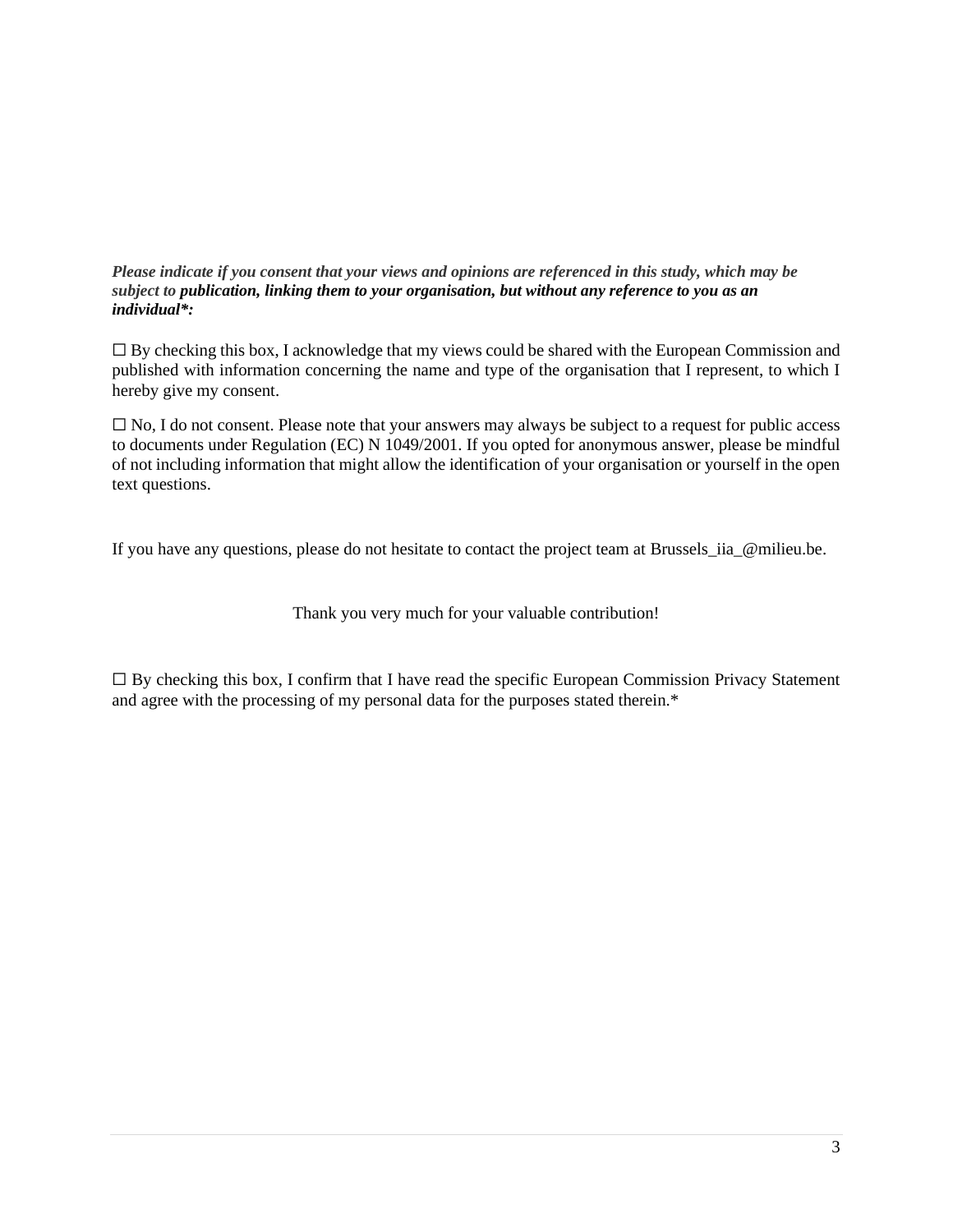***Please indicate if you consent that your views and opinions are referenced in this study, which may be subject to publication, linking them to your organisation, but without any reference to you as an individual*:***

☐ By checking this box, I acknowledge that my views could be shared with the European Commission and published with information concerning the name and type of the organisation that I represent, to which I hereby give my consent.

☐ No, I do not consent. Please note that your answers may always be subject to a request for public access to documents under Regulation (EC) N 1049/2001. If you opted for anonymous answer, please be mindful of not including information that might allow the identification of your organisation or yourself in the open text questions.

If you have any questions, please do not hesitate to contact the project team at Brussels_iia_@milieu.be.

Thank you very much for your valuable contribution!

☐ By checking this box, I confirm that I have read the specific European Commission Privacy Statement and agree with the processing of my personal data for the purposes stated therein.*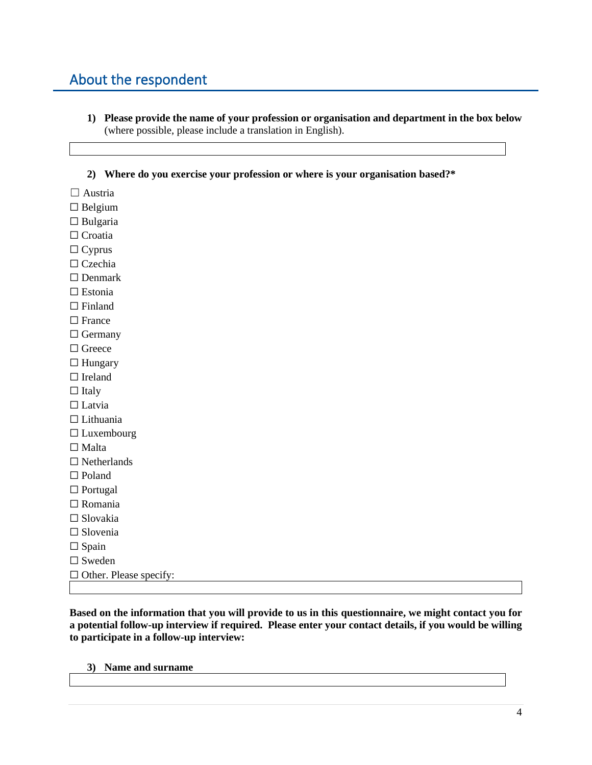## About the respondent

1) **Please provide the name of your profession or organisation and department in the box below** (where possible, please include a translation in English).

2) **Where do you exercise your profession or where is your organisation based?***

☐ Austria
☐ Belgium
☐ Bulgaria
☐ Croatia
☐ Cyprus
☐ Czechia
☐ Denmark
☐ Estonia
☐ Finland
☐ France
☐ Germany
☐ Greece
☐ Hungary
☐ Ireland
☐ Italy
☐ Latvia
☐ Lithuania
☐ Luxembourg
☐ Malta
☐ Netherlands
☐ Poland
☐ Portugal
☐ Romania
☐ Slovakia
☐ Slovenia
☐ Spain
☐ Sweden
☐ Other. Please specify:

**Based on the information that you will provide to us in this questionnaire, we might contact you for a potential follow-up interview if required. Please enter your contact details, if you would be willing to participate in a follow-up interview:**

3) **Name and surname**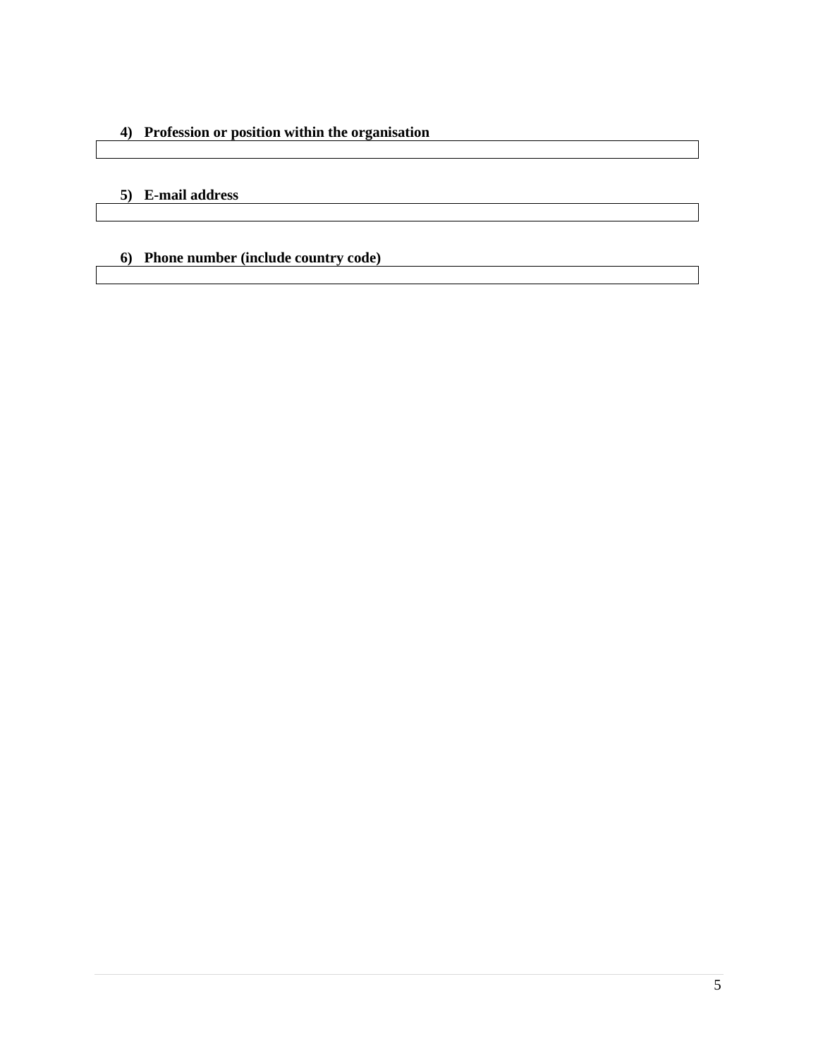4) **Profession or position within the organisation**

| |
|---|
| |

5) **E-mail address**

| |
|---|
| |

6) **Phone number (include country code)**

| |
|---|
| |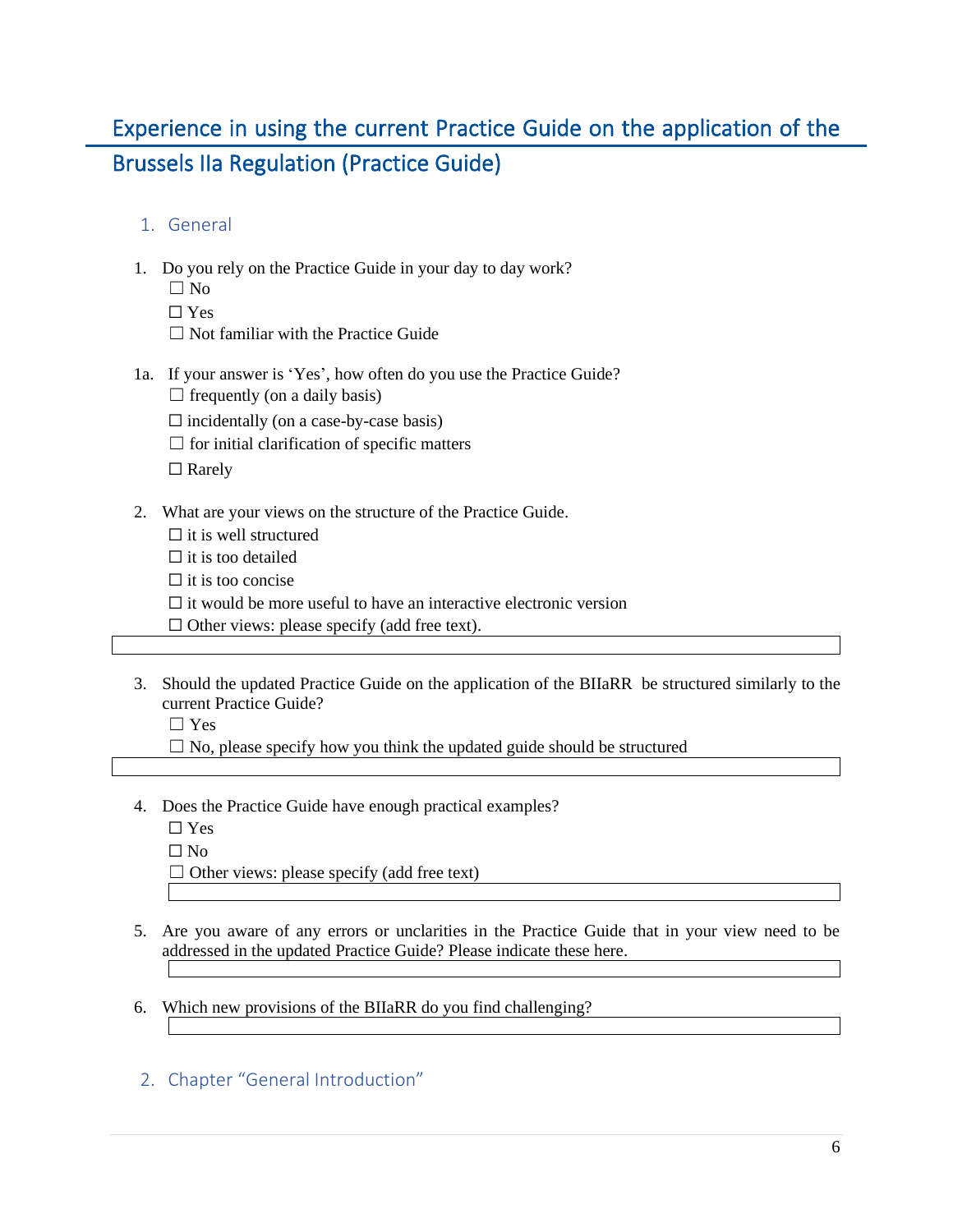# Experience in using the current Practice Guide on the application of the Brussels IIa Regulation (Practice Guide)

## 1. General

1. Do you rely on the Practice Guide in your day to day work?
   ☐ No
   ☐ Yes
   ☐ Not familiar with the Practice Guide

1a. If your answer is 'Yes', how often do you use the Practice Guide?
   ☐ frequently (on a daily basis)
   ☐ incidentally (on a case-by-case basis)
   ☐ for initial clarification of specific matters
   ☐ Rarely

2. What are your views on the structure of the Practice Guide.
   ☐ it is well structured
   ☐ it is too detailed
   ☐ it is too concise
   ☐ it would be more useful to have an interactive electronic version
   ☐ Other views: please specify (add free text).

3. Should the updated Practice Guide on the application of the BIIaRR be structured similarly to the current Practice Guide?
   ☐ Yes
   ☐ No, please specify how you think the updated guide should be structured

4. Does the Practice Guide have enough practical examples?
   ☐ Yes
   ☐ No
   ☐ Other views: please specify (add free text)

5. Are you aware of any errors or unclarities in the Practice Guide that in your view need to be addressed in the updated Practice Guide? Please indicate these here.

6. Which new provisions of the BIIaRR do you find challenging?

## 2. Chapter "General Introduction"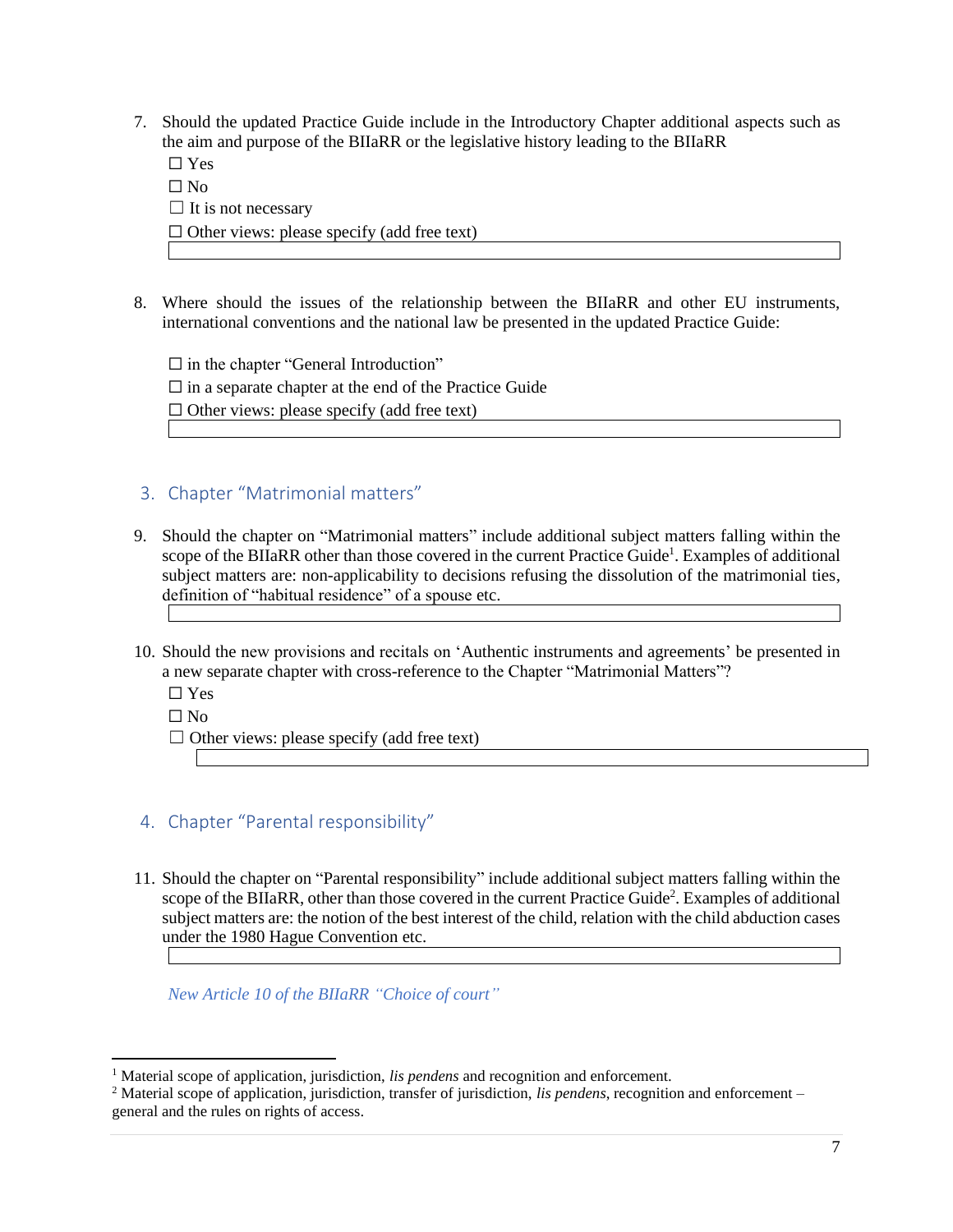7. Should the updated Practice Guide include in the Introductory Chapter additional aspects such as the aim and purpose of the BIIaRR or the legislative history leading to the BIIaRR

   ☐ Yes

   ☐ No

   ☐ It is not necessary

   ☐ Other views: please specify (add free text)

8. Where should the issues of the relationship between the BIIaRR and other EU instruments, international conventions and the national law be presented in the updated Practice Guide:

   ☐ in the chapter "General Introduction"

   ☐ in a separate chapter at the end of the Practice Guide

   ☐ Other views: please specify (add free text)

## 3. Chapter "Matrimonial matters"

9. Should the chapter on "Matrimonial matters" include additional subject matters falling within the scope of the BIIaRR other than those covered in the current Practice Guide[1]. Examples of additional subject matters are: non-applicability to decisions refusing the dissolution of the matrimonial ties, definition of "habitual residence" of a spouse etc.

10. Should the new provisions and recitals on 'Authentic instruments and agreements' be presented in a new separate chapter with cross-reference to the Chapter "Matrimonial Matters"?

    ☐ Yes

    ☐ No

    ☐ Other views: please specify (add free text)

## 4. Chapter "Parental responsibility"

11. Should the chapter on "Parental responsibility" include additional subject matters falling within the scope of the BIIaRR, other than those covered in the current Practice Guide[2]. Examples of additional subject matters are: the notion of the best interest of the child, relation with the child abduction cases under the 1980 Hague Convention etc.

*New Article 10 of the BIIaRR "Choice of court"*

---

[1] Material scope of application, jurisdiction, *lis pendens* and recognition and enforcement.

[2] Material scope of application, jurisdiction, transfer of jurisdiction, *lis pendens*, recognition and enforcement – general and the rules on rights of access.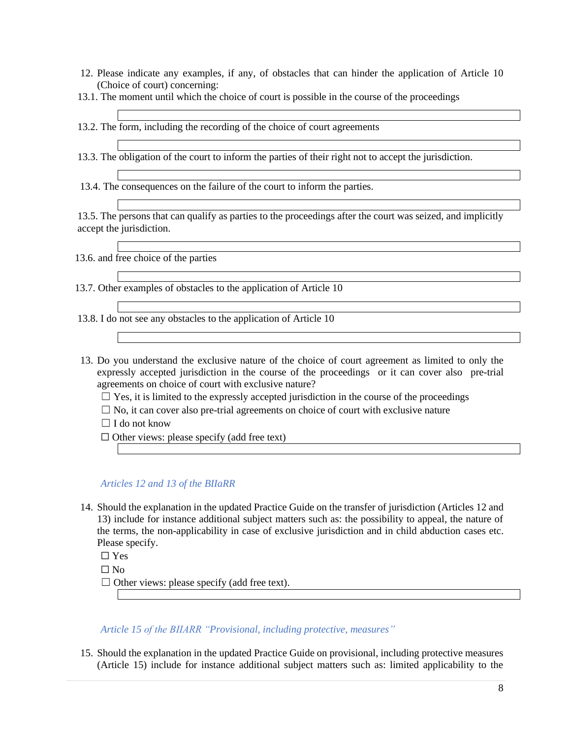12. Please indicate any examples, if any, of obstacles that can hinder the application of Article 10 (Choice of court) concerning:

13.1. The moment until which the choice of court is possible in the course of the proceedings

13.2. The form, including the recording of the choice of court agreements

13.3. The obligation of the court to inform the parties of their right not to accept the jurisdiction.

13.4. The consequences on the failure of the court to inform the parties.

13.5. The persons that can qualify as parties to the proceedings after the court was seized, and implicitly accept the jurisdiction.

13.6. and free choice of the parties

13.7. Other examples of obstacles to the application of Article 10

13.8. I do not see any obstacles to the application of Article 10

13. Do you understand the exclusive nature of the choice of court agreement as limited to only the expressly accepted jurisdiction in the course of the proceedings or it can cover also pre-trial agreements on choice of court with exclusive nature?

☐ Yes, it is limited to the expressly accepted jurisdiction in the course of the proceedings

☐ No, it can cover also pre-trial agreements on choice of court with exclusive nature

☐ I do not know

☐ Other views: please specify (add free text)

*Articles 12 and 13 of the BIIaRR*

14. Should the explanation in the updated Practice Guide on the transfer of jurisdiction (Articles 12 and 13) include for instance additional subject matters such as: the possibility to appeal, the nature of the terms, the non-applicability in case of exclusive jurisdiction and in child abduction cases etc. Please specify.

☐ Yes

☐ No

☐ Other views: please specify (add free text).

*Article 15 of the BIIARR "Provisional, including protective, measures"*

15. Should the explanation in the updated Practice Guide on provisional, including protective measures (Article 15) include for instance additional subject matters such as: limited applicability to the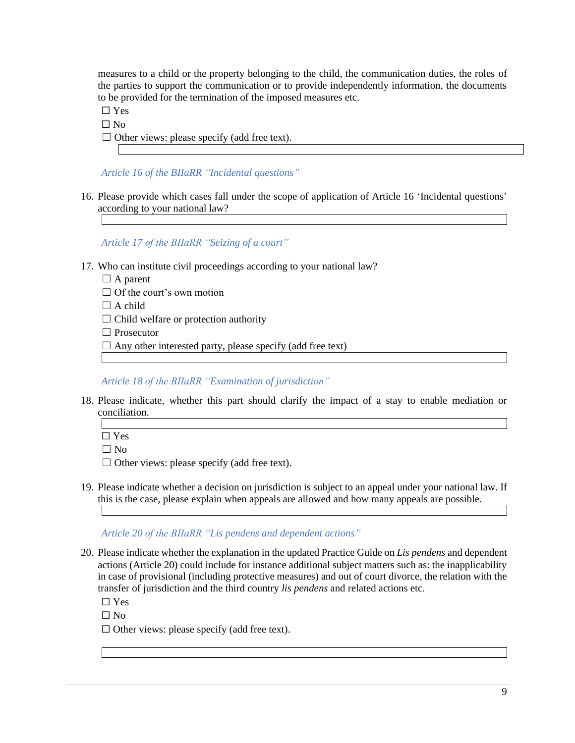measures to a child or the property belonging to the child, the communication duties, the roles of the parties to support the communication or to provide independently information, the documents to be provided for the termination of the imposed measures etc.

☐ Yes

☐ No

☐ Other views: please specify (add free text).

*Article 16 of the BIIaRR "Incidental questions"*

16. Please provide which cases fall under the scope of application of Article 16 'Incidental questions' according to your national law?

*Article 17 of the BIIaRR "Seizing of a court"*

17. Who can institute civil proceedings according to your national law?

☐ A parent

☐ Of the court's own motion

☐ A child

☐ Child welfare or protection authority

☐ Prosecutor

☐ Any other interested party, please specify (add free text)

*Article 18 of the BIIaRR "Examination of jurisdiction"*

18. Please indicate, whether this part should clarify the impact of a stay to enable mediation or conciliation.

☐ Yes

☐ No

☐ Other views: please specify (add free text).

19. Please indicate whether a decision on jurisdiction is subject to an appeal under your national law. If this is the case, please explain when appeals are allowed and how many appeals are possible.

*Article 20 of the BIIaRR "Lis pendens and dependent actions"*

20. Please indicate whether the explanation in the updated Practice Guide on *Lis pendens* and dependent actions (Article 20) could include for instance additional subject matters such as: the inapplicability in case of provisional (including protective measures) and out of court divorce, the relation with the transfer of jurisdiction and the third country *lis pendens* and related actions etc.

☐ Yes

☐ No

☐ Other views: please specify (add free text).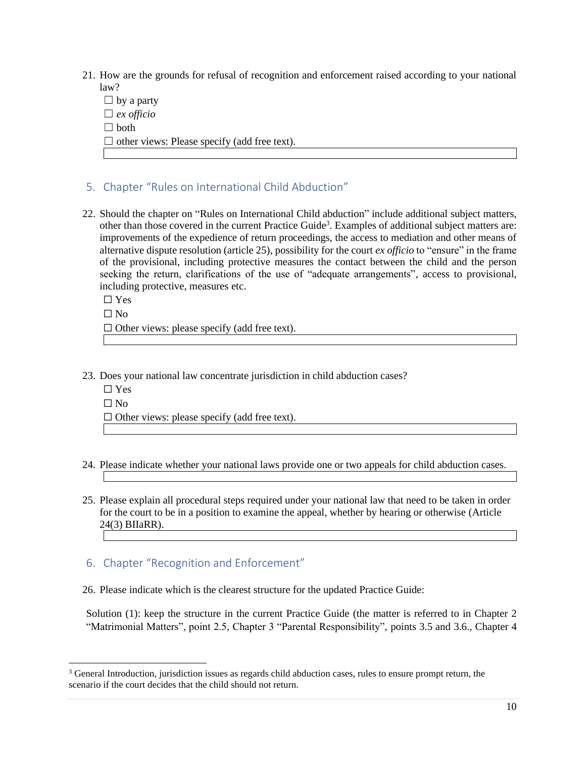21. How are the grounds for refusal of recognition and enforcement raised according to your national law?

☐ by a party

☐ *ex officio*

☐ both

☐ other views: Please specify (add free text).

## 5. Chapter "Rules on International Child Abduction"

22. Should the chapter on "Rules on International Child abduction" include additional subject matters, other than those covered in the current Practice Guide[3]. Examples of additional subject matters are: improvements of the expedience of return proceedings, the access to mediation and other means of alternative dispute resolution (article 25), possibility for the court *ex officio* to "ensure" in the frame of the provisional, including protective measures the contact between the child and the person seeking the return, clarifications of the use of "adequate arrangements", access to provisional, including protective, measures etc.

☐ Yes

☐ No

☐ Other views: please specify (add free text).

23. Does your national law concentrate jurisdiction in child abduction cases?

☐ Yes

☐ No

☐ Other views: please specify (add free text).

24. Please indicate whether your national laws provide one or two appeals for child abduction cases.

25. Please explain all procedural steps required under your national law that need to be taken in order for the court to be in a position to examine the appeal, whether by hearing or otherwise (Article 24(3) BIIaRR).

## 6. Chapter "Recognition and Enforcement"

26. Please indicate which is the clearest structure for the updated Practice Guide:

Solution (1): keep the structure in the current Practice Guide (the matter is referred to in Chapter 2 "Matrimonial Matters", point 2.5, Chapter 3 "Parental Responsibility", points 3.5 and 3.6., Chapter 4

[3] General Introduction, jurisdiction issues as regards child abduction cases, rules to ensure prompt return, the scenario if the court decides that the child should not return.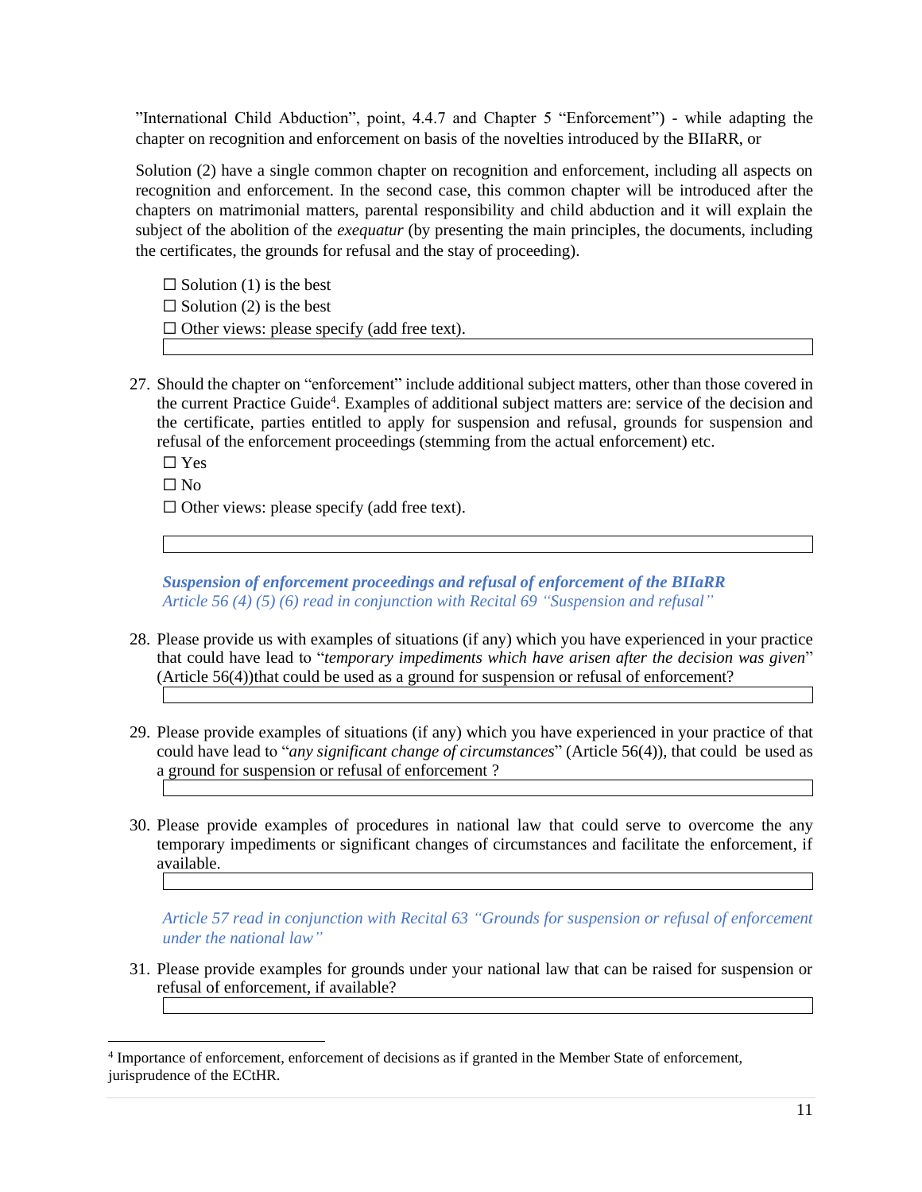"International Child Abduction", point, 4.4.7 and Chapter 5 "Enforcement") - while adapting the chapter on recognition and enforcement on basis of the novelties introduced by the BIIaRR, or

Solution (2) have a single common chapter on recognition and enforcement, including all aspects on recognition and enforcement. In the second case, this common chapter will be introduced after the chapters on matrimonial matters, parental responsibility and child abduction and it will explain the subject of the abolition of the *exequatur* (by presenting the main principles, the documents, including the certificates, the grounds for refusal and the stay of proceeding).

☐ Solution (1) is the best
☐ Solution (2) is the best
☐ Other views: please specify (add free text).

27. Should the chapter on "enforcement" include additional subject matters, other than those covered in the current Practice Guide[4]. Examples of additional subject matters are: service of the decision and the certificate, parties entitled to apply for suspension and refusal, grounds for suspension and refusal of the enforcement proceedings (stemming from the actual enforcement) etc.

☐ Yes
☐ No
☐ Other views: please specify (add free text).

***Suspension of enforcement proceedings and refusal of enforcement of the BIIaRR***
*Article 56 (4) (5) (6) read in conjunction with Recital 69 "Suspension and refusal"*

28. Please provide us with examples of situations (if any) which you have experienced in your practice that could have lead to "*temporary impediments which have arisen after the decision was given*" (Article 56(4))that could be used as a ground for suspension or refusal of enforcement?

29. Please provide examples of situations (if any) which you have experienced in your practice of that could have lead to "*any significant change of circumstances*" (Article 56(4)), that could be used as a ground for suspension or refusal of enforcement ?

30. Please provide examples of procedures in national law that could serve to overcome the any temporary impediments or significant changes of circumstances and facilitate the enforcement, if available.

*Article 57 read in conjunction with Recital 63 "Grounds for suspension or refusal of enforcement under the national law"*

31. Please provide examples for grounds under your national law that can be raised for suspension or refusal of enforcement, if available?

[4] Importance of enforcement, enforcement of decisions as if granted in the Member State of enforcement, jurisprudence of the ECtHR.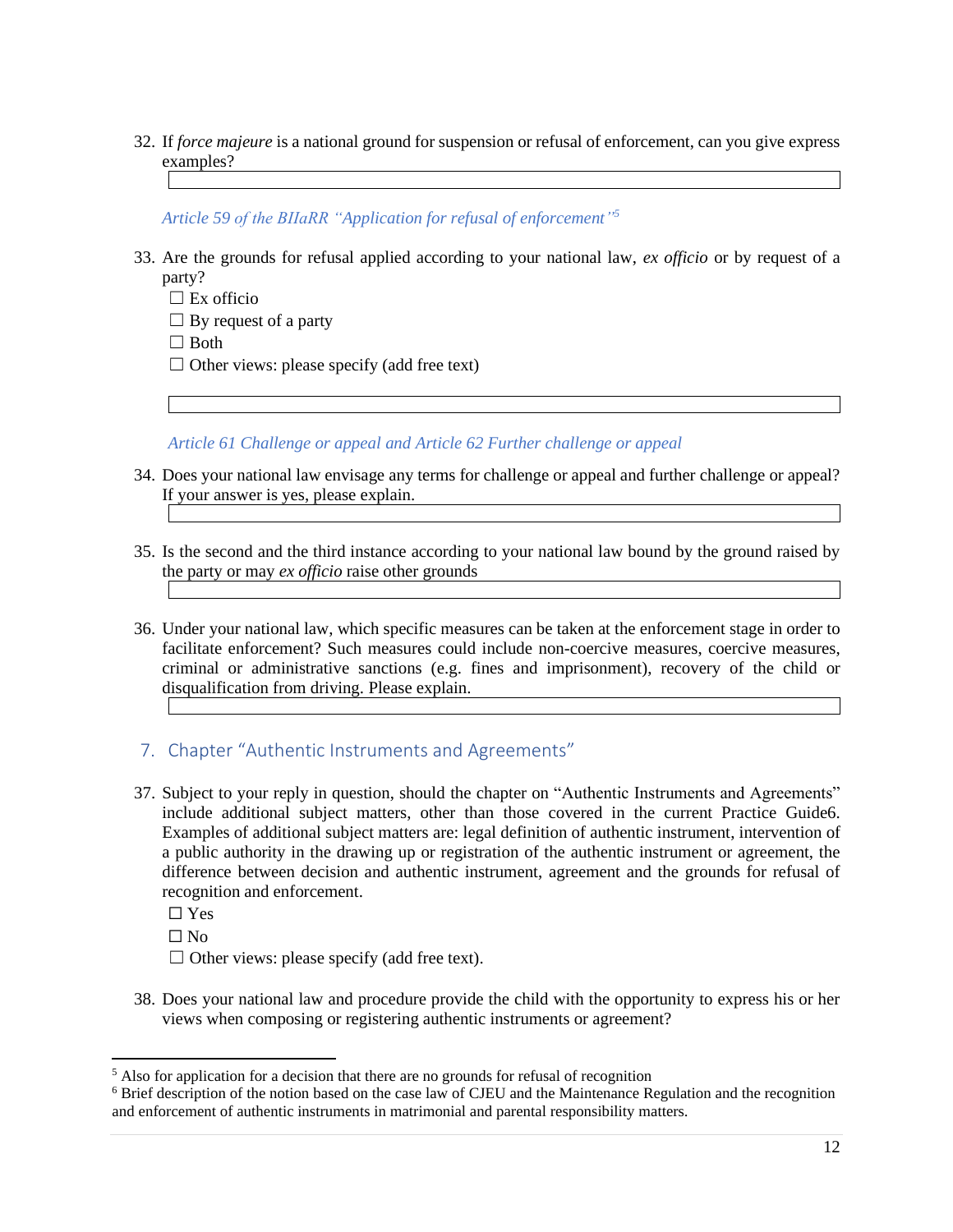32. If *force majeure* is a national ground for suspension or refusal of enforcement, can you give express examples?

*Article 59 of the BIIaRR "Application for refusal of enforcement"*[5]

33. Are the grounds for refusal applied according to your national law, *ex officio* or by request of a party?

☐ Ex officio

☐ By request of a party

☐ Both

☐ Other views: please specify (add free text)

*Article 61 Challenge or appeal and Article 62 Further challenge or appeal*

34. Does your national law envisage any terms for challenge or appeal and further challenge or appeal? If your answer is yes, please explain.

35. Is the second and the third instance according to your national law bound by the ground raised by the party or may *ex officio* raise other grounds

36. Under your national law, which specific measures can be taken at the enforcement stage in order to facilitate enforcement? Such measures could include non-coercive measures, coercive measures, criminal or administrative sanctions (e.g. fines and imprisonment), recovery of the child or disqualification from driving. Please explain.

## 7. Chapter "Authentic Instruments and Agreements"

37. Subject to your reply in question, should the chapter on "Authentic Instruments and Agreements" include additional subject matters, other than those covered in the current Practice Guide[6]. Examples of additional subject matters are: legal definition of authentic instrument, intervention of a public authority in the drawing up or registration of the authentic instrument or agreement, the difference between decision and authentic instrument, agreement and the grounds for refusal of recognition and enforcement.

☐ Yes

☐ No

☐ Other views: please specify (add free text).

38. Does your national law and procedure provide the child with the opportunity to express his or her views when composing or registering authentic instruments or agreement?

[5] Also for application for a decision that there are no grounds for refusal of recognition

[6] Brief description of the notion based on the case law of CJEU and the Maintenance Regulation and the recognition and enforcement of authentic instruments in matrimonial and parental responsibility matters.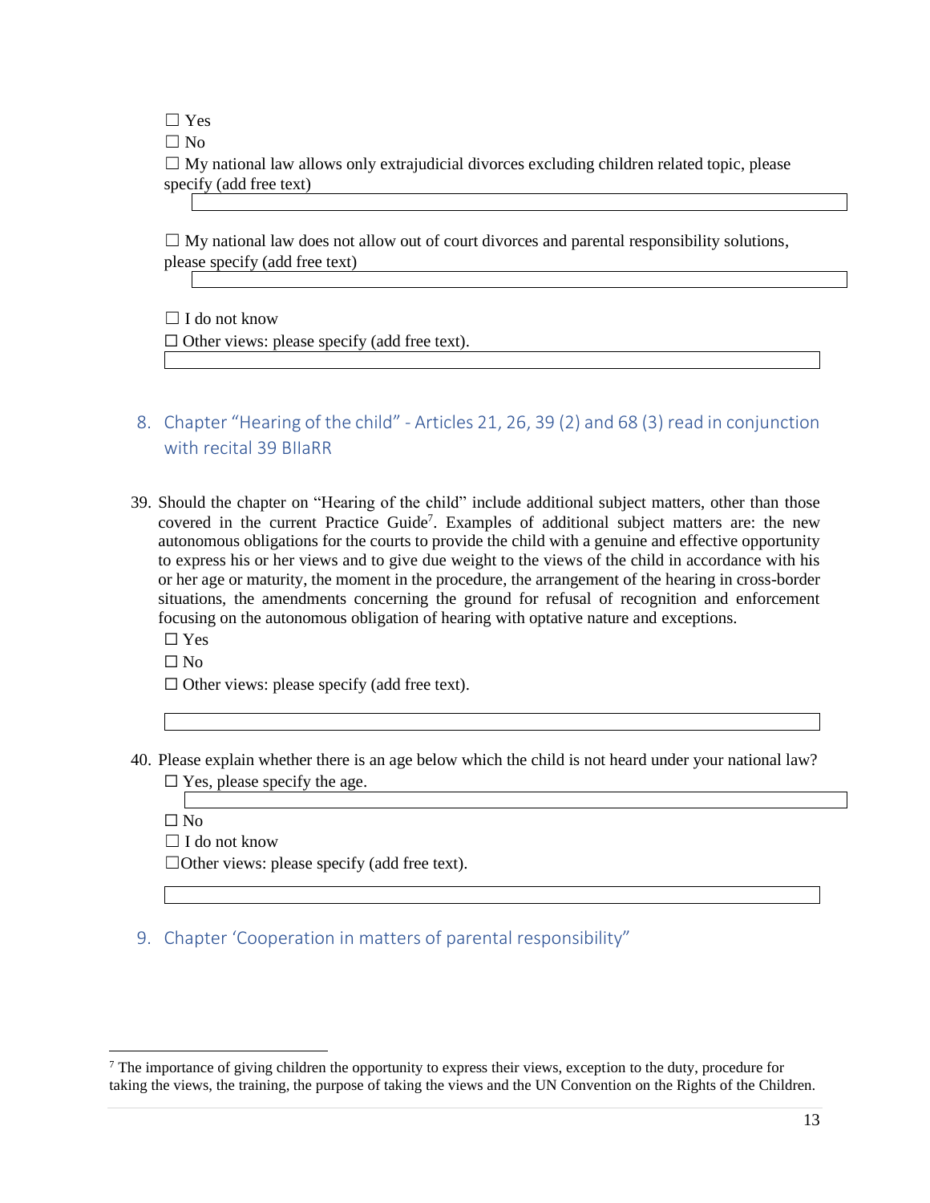☐ Yes

☐ No

☐ My national law allows only extrajudicial divorces excluding children related topic, please specify (add free text)

☐ My national law does not allow out of court divorces and parental responsibility solutions, please specify (add free text)

☐ I do not know

☐ Other views: please specify (add free text).

## 8. Chapter "Hearing of the child" - Articles 21, 26, 39 (2) and 68 (3) read in conjunction with recital 39 BIIaRR

39. Should the chapter on "Hearing of the child" include additional subject matters, other than those covered in the current Practice Guide[7]. Examples of additional subject matters are: the new autonomous obligations for the courts to provide the child with a genuine and effective opportunity to express his or her views and to give due weight to the views of the child in accordance with his or her age or maturity, the moment in the procedure, the arrangement of the hearing in cross-border situations, the amendments concerning the ground for refusal of recognition and enforcement focusing on the autonomous obligation of hearing with optative nature and exceptions.

☐ Yes

☐ No

☐ Other views: please specify (add free text).

40. Please explain whether there is an age below which the child is not heard under your national law?

☐ Yes, please specify the age.

☐ No

☐ I do not know

☐Other views: please specify (add free text).

## 9. Chapter 'Cooperation in matters of parental responsibility"

[7] The importance of giving children the opportunity to express their views, exception to the duty, procedure for taking the views, the training, the purpose of taking the views and the UN Convention on the Rights of the Children.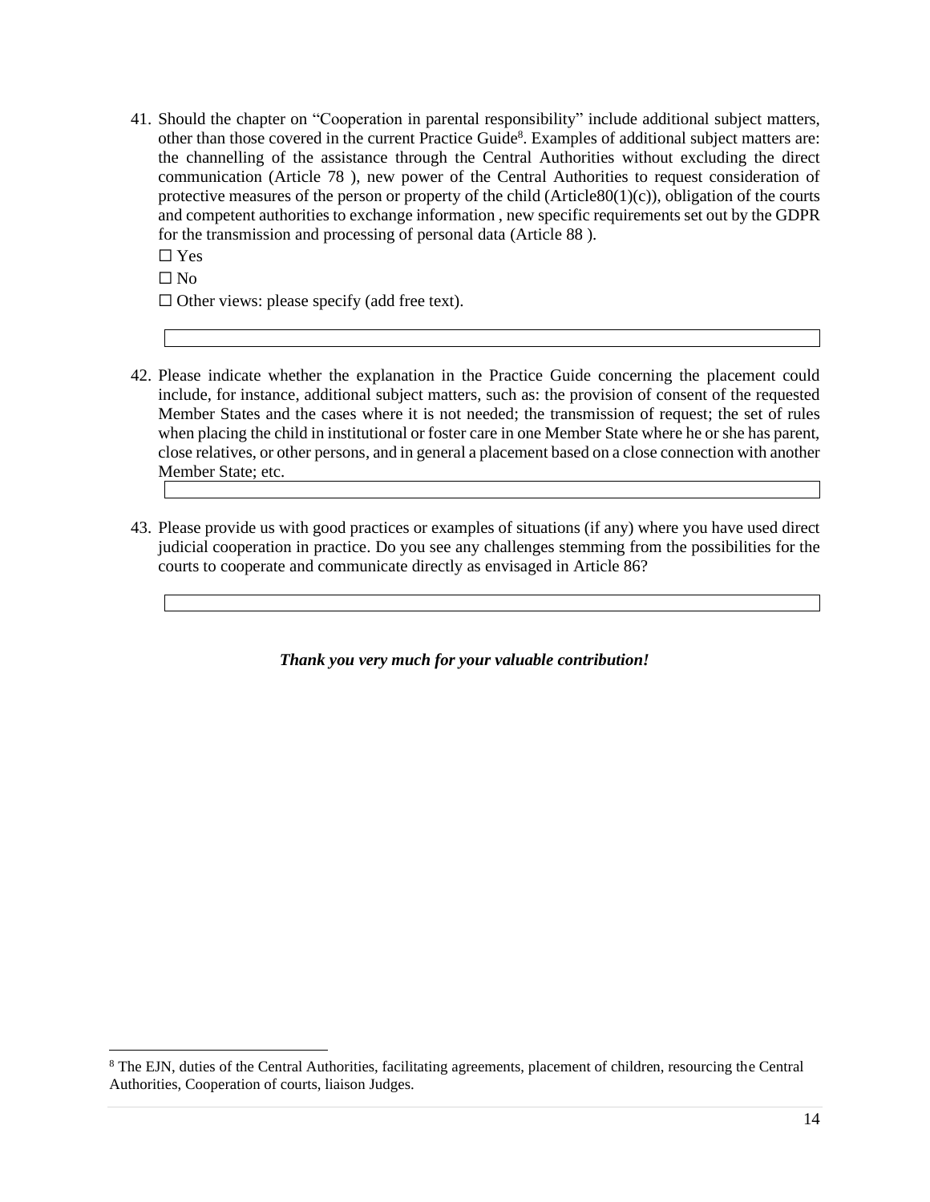41. Should the chapter on "Cooperation in parental responsibility" include additional subject matters, other than those covered in the current Practice Guide[8]. Examples of additional subject matters are: the channelling of the assistance through the Central Authorities without excluding the direct communication (Article 78 ), new power of the Central Authorities to request consideration of protective measures of the person or property of the child (Article80(1)(c)), obligation of the courts and competent authorities to exchange information , new specific requirements set out by the GDPR for the transmission and processing of personal data (Article 88 ).

   ☐ Yes

   ☐ No

   ☐ Other views: please specify (add free text).

42. Please indicate whether the explanation in the Practice Guide concerning the placement could include, for instance, additional subject matters, such as: the provision of consent of the requested Member States and the cases where it is not needed; the transmission of request; the set of rules when placing the child in institutional or foster care in one Member State where he or she has parent, close relatives, or other persons, and in general a placement based on a close connection with another Member State; etc.

43. Please provide us with good practices or examples of situations (if any) where you have used direct judicial cooperation in practice. Do you see any challenges stemming from the possibilities for the courts to cooperate and communicate directly as envisaged in Article 86?

***Thank you very much for your valuable contribution!***

[8] The EJN, duties of the Central Authorities, facilitating agreements, placement of children, resourcing the Central Authorities, Cooperation of courts, liaison Judges.